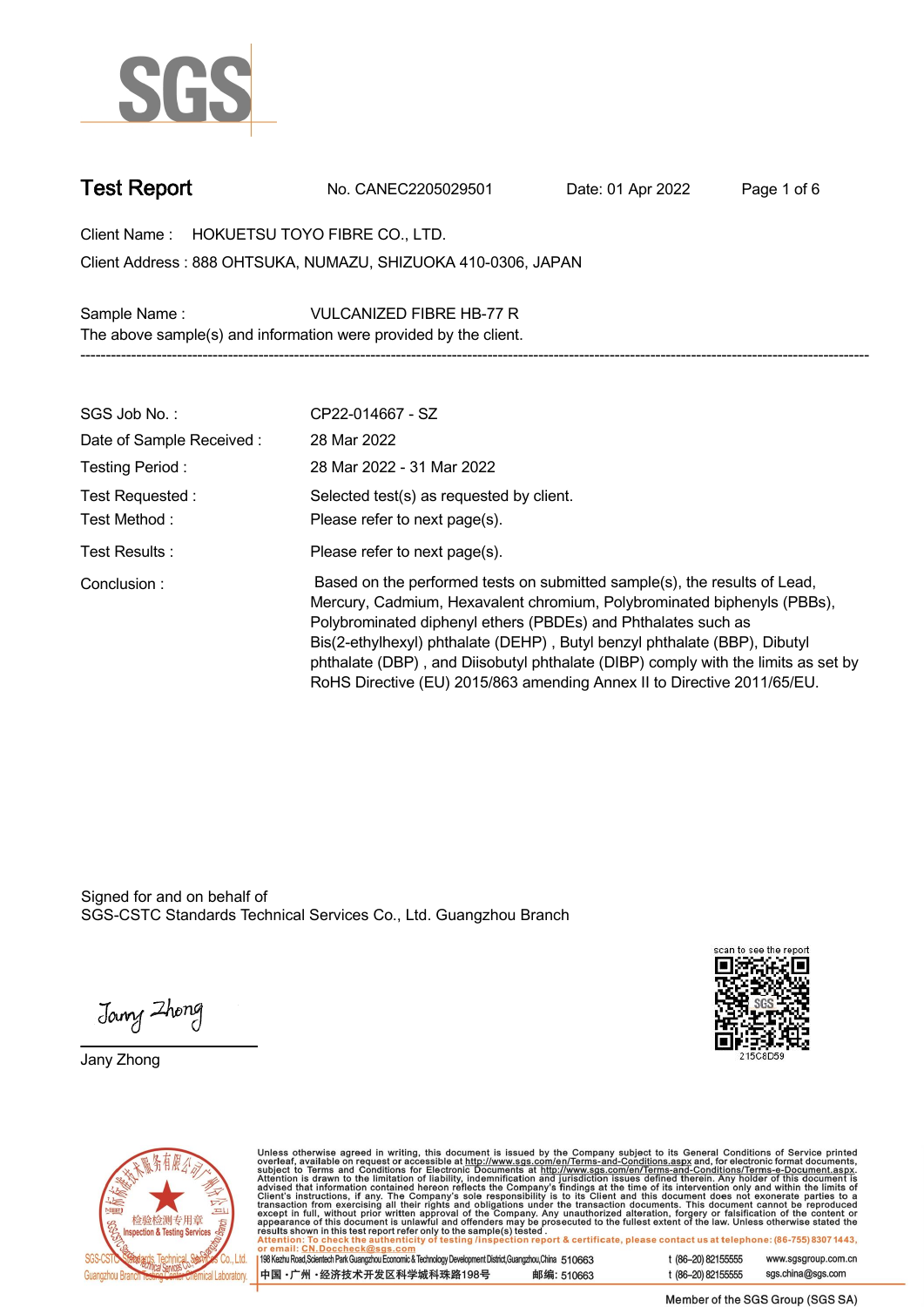# Test Report

No. CANEC2205029501 Date: 01 Apr 2022

Client Name : HOKUETSU TOYO FIBRE CO., LTD.

Client Address : 888 OHTSUKA, NUMAZU, SHIZUOKA 410-0306, JAPAN

Sample Name : VULCANIZED FIBRE HB-77 R

The above sample(s) and information were provided by the client.

---

| | |
|---|---|
| SGS Job No. : | CP22-014667 - SZ |
| Date of Sample Received : | 28 Mar 2022 |
| Testing Period : | 28 Mar 2022 - 31 Mar 2022 |
| Test Requested : | Selected test(s) as requested by client. |
| Test Method : | Please refer to next page(s). |
| Test Results : | Please refer to next page(s). |
| Conclusion : | Based on the performed tests on submitted sample(s), the results of Lead, Mercury, Cadmium, Hexavalent chromium, Polybrominated biphenyls (PBBs), Polybrominated diphenyl ethers (PBDEs) and Phthalates such as Bis(2-ethylhexyl) phthalate (DEHP) , Butyl benzyl phthalate (BBP), Dibutyl phthalate (DBP) , and Diisobutyl phthalate (DIBP) comply with the limits as set by RoHS Directive (EU) 2015/863 amending Annex II to Directive 2011/65/EU. |

Signed for and on behalf of
SGS-CSTC Standards Technical Services Co., Ltd. Guangzhou Branch

Jany Zhong

scan to see the report

215C8D59

Unless otherwise agreed in writing, this document is issued by the Company subject to its General Conditions of Service printed overleaf, available on request or accessible at http://www.sgs.com/en/Terms-and-Conditions.aspx and, for electronic format documents, subject to Terms and Conditions for Electronic Documents at http://www.sgs.com/en/Terms-and-Conditions/Terms-e-Document.aspx. Attention is drawn to the limitation of liability, indemnification and jurisdiction issues defined therein. Any holder of this document is advised that information contained hereon reflects the Company's findings at the time of its intervention only and within the limits of Client's instructions, if any. The Company's sole responsibility is to its Client and this document does not exonerate parties to a transaction from exercising all their rights and obligations under the transaction documents. This document cannot be reproduced except in full, without prior written approval of the Company. Any unauthorized alteration, forgery or falsification of the content or appearance of this document is unlawful and offenders may be prosecuted to the fullest extent of the law. Unless otherwise stated the results shown in this test report refer only to the sample(s) tested .

Attention: To check the authenticity of testing /inspection report & certificate, please contact us at telephone: (86-755) 8307 1443, or email: CN.Doccheck@sgs.com

198 Kezhu Road,Scientech Park Guangzhou Economic & Technology Development District,Guangzhou,China 510663 t (86–20) 82155555 www.sgsgroup.com.cn

中国・广州・经济技术开发区科学城科珠路198号 邮编: 510663 t (86–20) 82155555 sgs.china@sgs.com

Member of the SGS Group (SGS SA)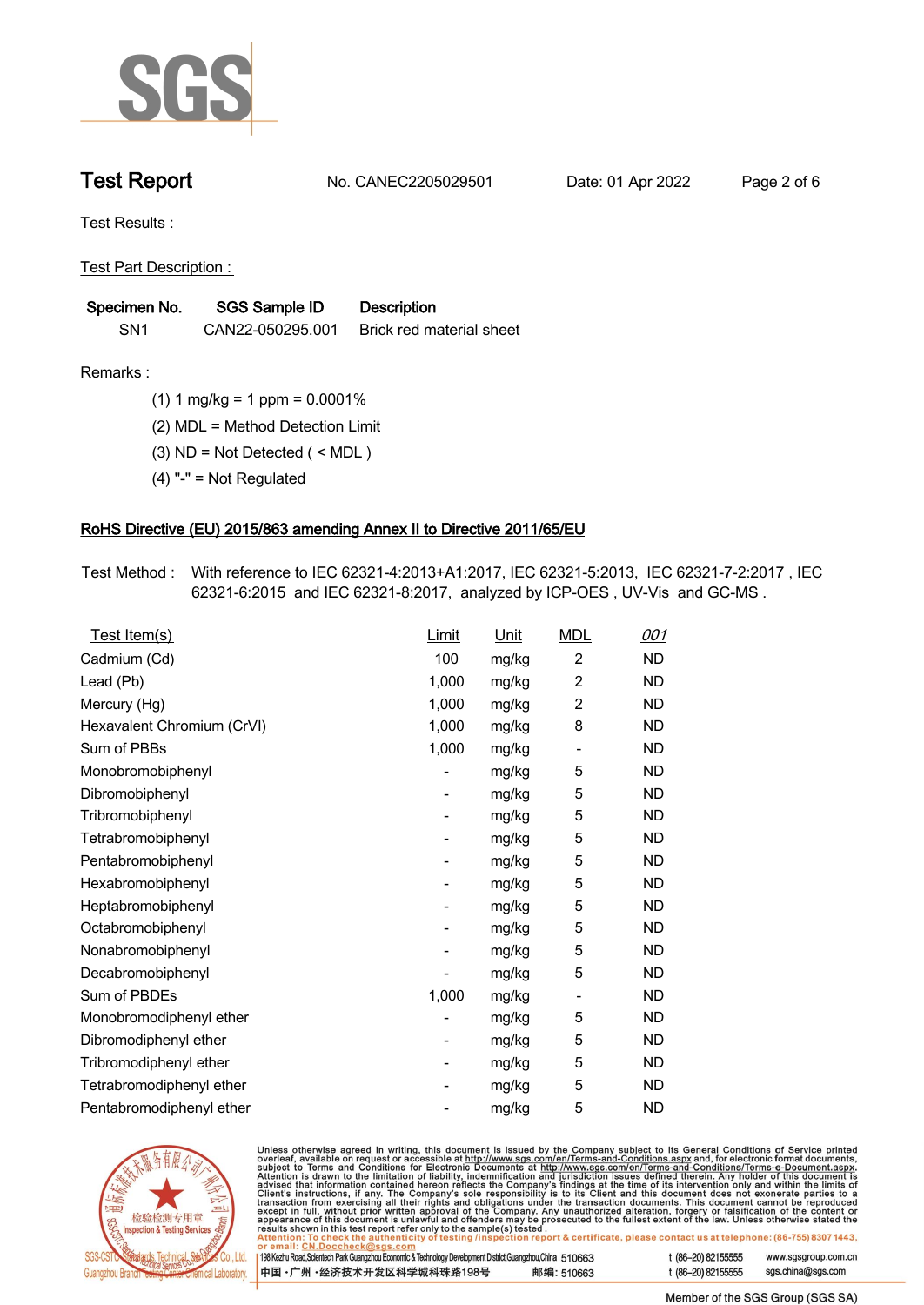# Test Report

No. CANEC2205029501 Date: 01 Apr 2022

Test Results :

Test Part Description :

| Specimen No. | SGS Sample ID | Description |
|---|---|---|
| SN1 | CAN22-050295.001 | Brick red material sheet |

Remarks :

(1) 1 mg/kg = 1 ppm = 0.0001%

(2) MDL = Method Detection Limit

(3) ND = Not Detected ( < MDL )

(4) "-" = Not Regulated

## RoHS Directive (EU) 2015/863 amending Annex II to Directive 2011/65/EU

Test Method : With reference to IEC 62321-4:2013+A1:2017, IEC 62321-5:2013, IEC 62321-7-2:2017 , IEC 62321-6:2015 and IEC 62321-8:2017, analyzed by ICP-OES , UV-Vis and GC-MS .

| Test Item(s) | Limit | Unit | MDL | 001 |
|---|---|---|---|---|
| Cadmium (Cd) | 100 | mg/kg | 2 | ND |
| Lead (Pb) | 1,000 | mg/kg | 2 | ND |
| Mercury (Hg) | 1,000 | mg/kg | 2 | ND |
| Hexavalent Chromium (CrVI) | 1,000 | mg/kg | 8 | ND |
| Sum of PBBs | 1,000 | mg/kg | - | ND |
| Monobromobiphenyl | - | mg/kg | 5 | ND |
| Dibromobiphenyl | - | mg/kg | 5 | ND |
| Tribromobiphenyl | - | mg/kg | 5 | ND |
| Tetrabromobiphenyl | - | mg/kg | 5 | ND |
| Pentabromobiphenyl | - | mg/kg | 5 | ND |
| Hexabromobiphenyl | - | mg/kg | 5 | ND |
| Heptabromobiphenyl | - | mg/kg | 5 | ND |
| Octabromobiphenyl | - | mg/kg | 5 | ND |
| Nonabromobiphenyl | - | mg/kg | 5 | ND |
| Decabromobiphenyl | - | mg/kg | 5 | ND |
| Sum of PBDEs | 1,000 | mg/kg | - | ND |
| Monobromodiphenyl ether | - | mg/kg | 5 | ND |
| Dibromodiphenyl ether | - | mg/kg | 5 | ND |
| Tribromodiphenyl ether | - | mg/kg | 5 | ND |
| Tetrabromodiphenyl ether | - | mg/kg | 5 | ND |
| Pentabromodiphenyl ether | - | mg/kg | 5 | ND |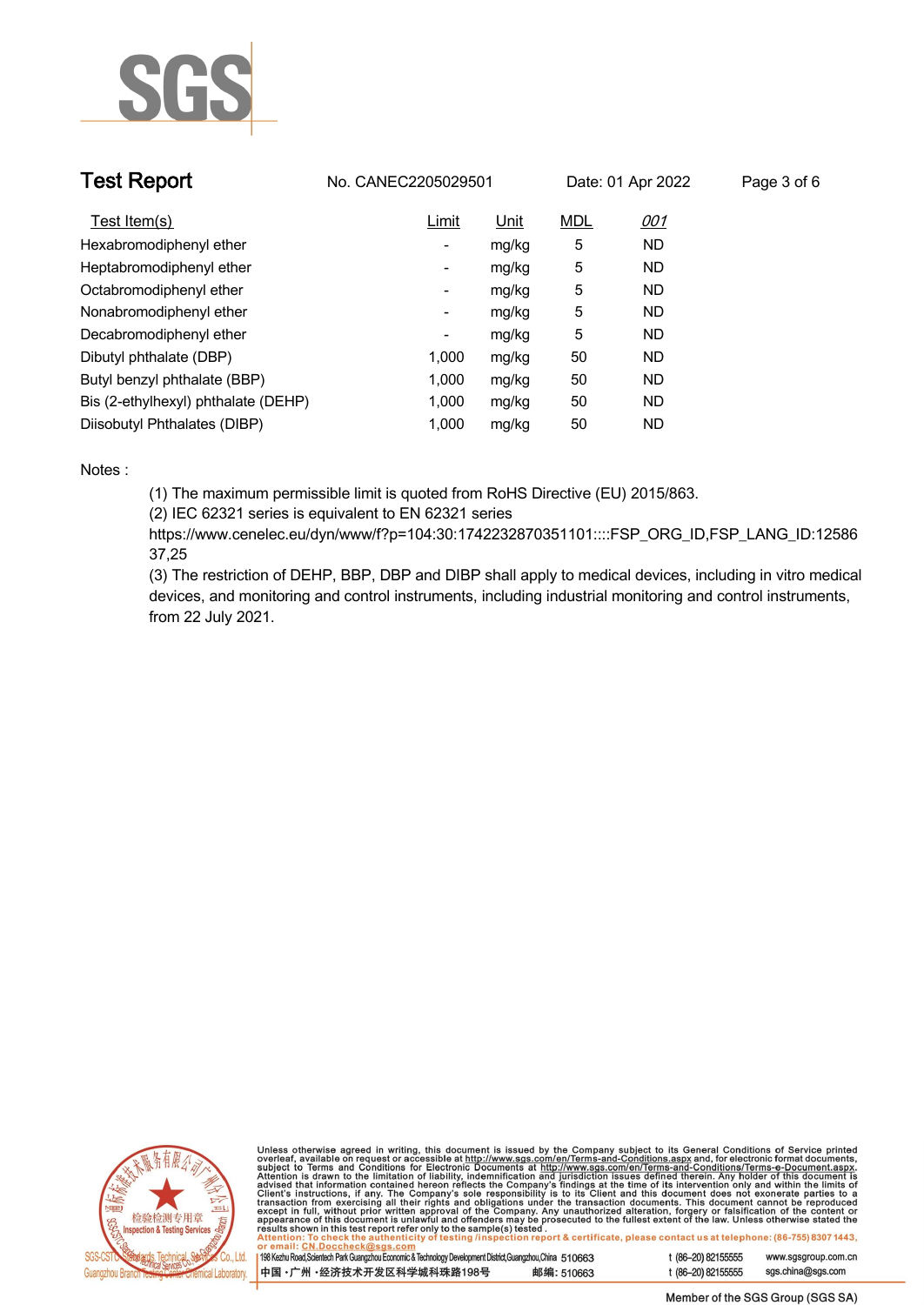| Test Item(s) | Limit | Unit | MDL | 001 |
|---|---|---|---|---|
| Hexabromodiphenyl ether | - | mg/kg | 5 | ND |
| Heptabromodiphenyl ether | - | mg/kg | 5 | ND |
| Octabromodiphenyl ether | - | mg/kg | 5 | ND |
| Nonabromodiphenyl ether | - | mg/kg | 5 | ND |
| Decabromodiphenyl ether | - | mg/kg | 5 | ND |
| Dibutyl phthalate (DBP) | 1,000 | mg/kg | 50 | ND |
| Butyl benzyl phthalate (BBP) | 1,000 | mg/kg | 50 | ND |
| Bis (2-ethylhexyl) phthalate (DEHP) | 1,000 | mg/kg | 50 | ND |
| Diisobutyl Phthalates (DIBP) | 1,000 | mg/kg | 50 | ND |

Notes :

(1) The maximum permissible limit is quoted from RoHS Directive (EU) 2015/863.

(2) IEC 62321 series is equivalent to EN 62321 series
https://www.cenelec.eu/dyn/www/f?p=104:30:1742232870351101::::FSP_ORG_ID,FSP_LANG_ID:1258637,25

(3) The restriction of DEHP, BBP, DBP and DIBP shall apply to medical devices, including in vitro medical devices, and monitoring and control instruments, including industrial monitoring and control instruments, from 22 July 2021.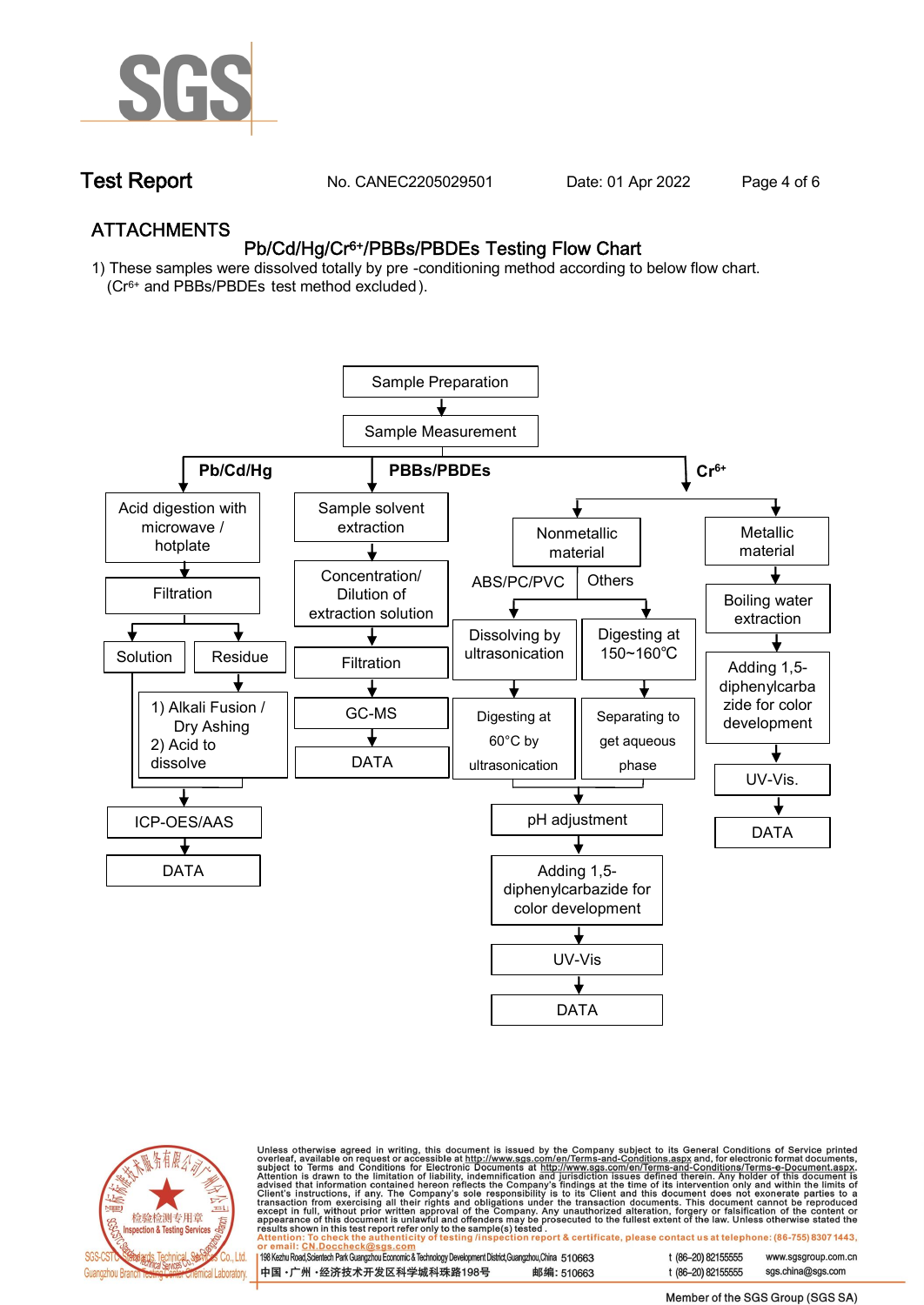## ATTACHMENTS

### Pb/Cd/Hg/$Cr^{6+}$/PBBs/PBDEs Testing Flow Chart

1) These samples were dissolved totally by pre -conditioning method according to below flow chart. ($Cr^{6+}$ and PBBs/PBDEs test method excluded).

Sample Preparation → Sample Measurement

**Pb/Cd/Hg**

- Acid digestion with microwave / hotplate
- Filtration
- Solution / Residue
  - Residue: 1) Alkali Fusion / Dry Ashing 2) Acid to dissolve
- ICP-OES/AAS
- DATA

**PBBs/PBDEs**

- Sample solvent extraction
- Concentration/ Dilution of extraction solution
- Filtration
- GC-MS
- DATA

**$Cr^{6+}$**

- Nonmetallic material
  - ABS/PC/PVC: Dissolving by ultrasonication → Digesting at 60°C by ultrasonication
  - Others: Digesting at 150~160℃ → Separating to get aqueous phase
  - pH adjustment
  - Adding 1,5-diphenylcarbazide for color development
  - UV-Vis
  - DATA
- Metallic material
  - Boiling water extraction
  - Adding 1,5-diphenylcarbazide for color development
  - UV-Vis.
  - DATA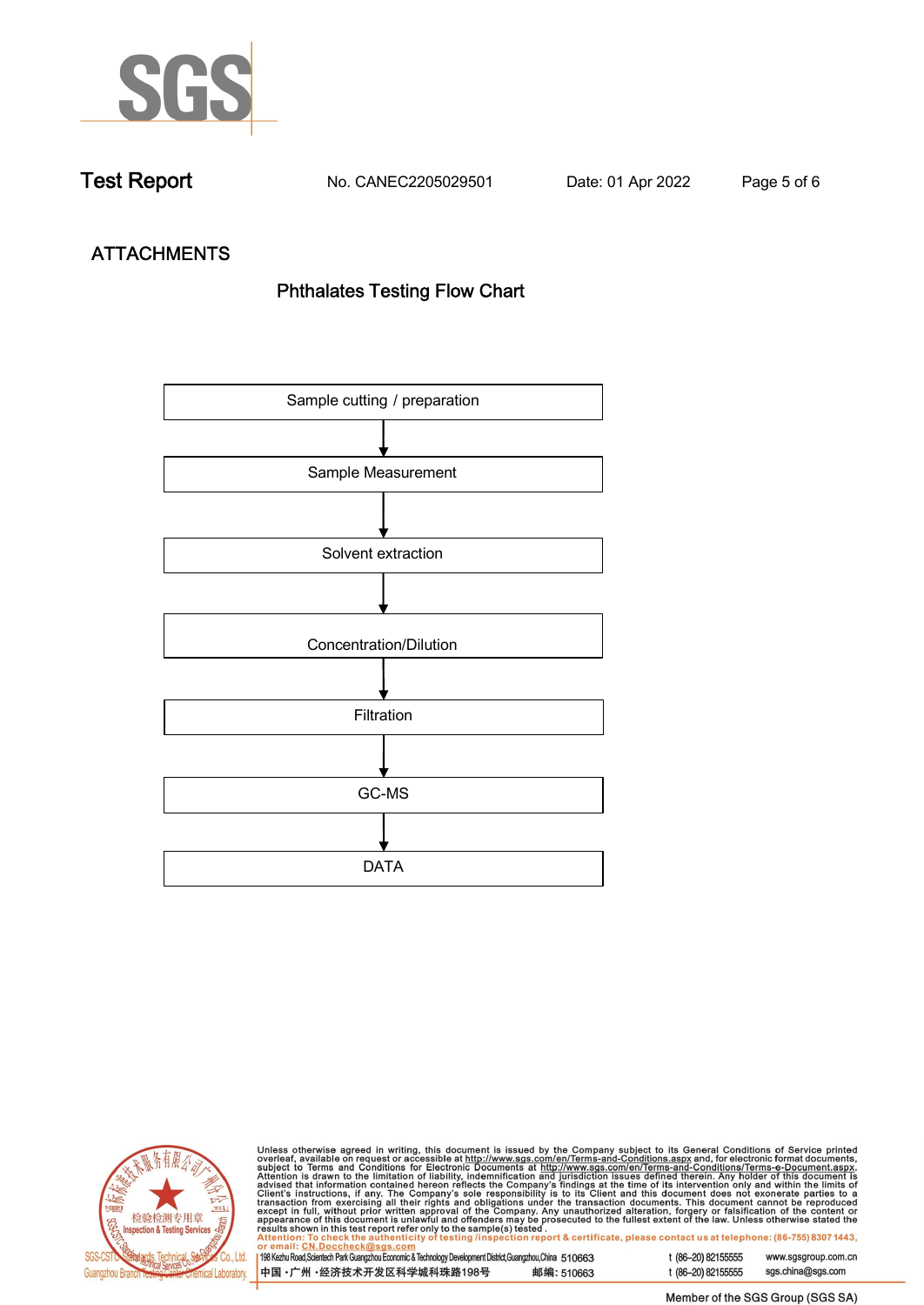## ATTACHMENTS

### Phthalates Testing Flow Chart

Sample cutting / preparation

↓

Sample Measurement

↓

Solvent extraction

↓

Concentration/Dilution

↓

Filtration

↓

GC-MS

↓

DATA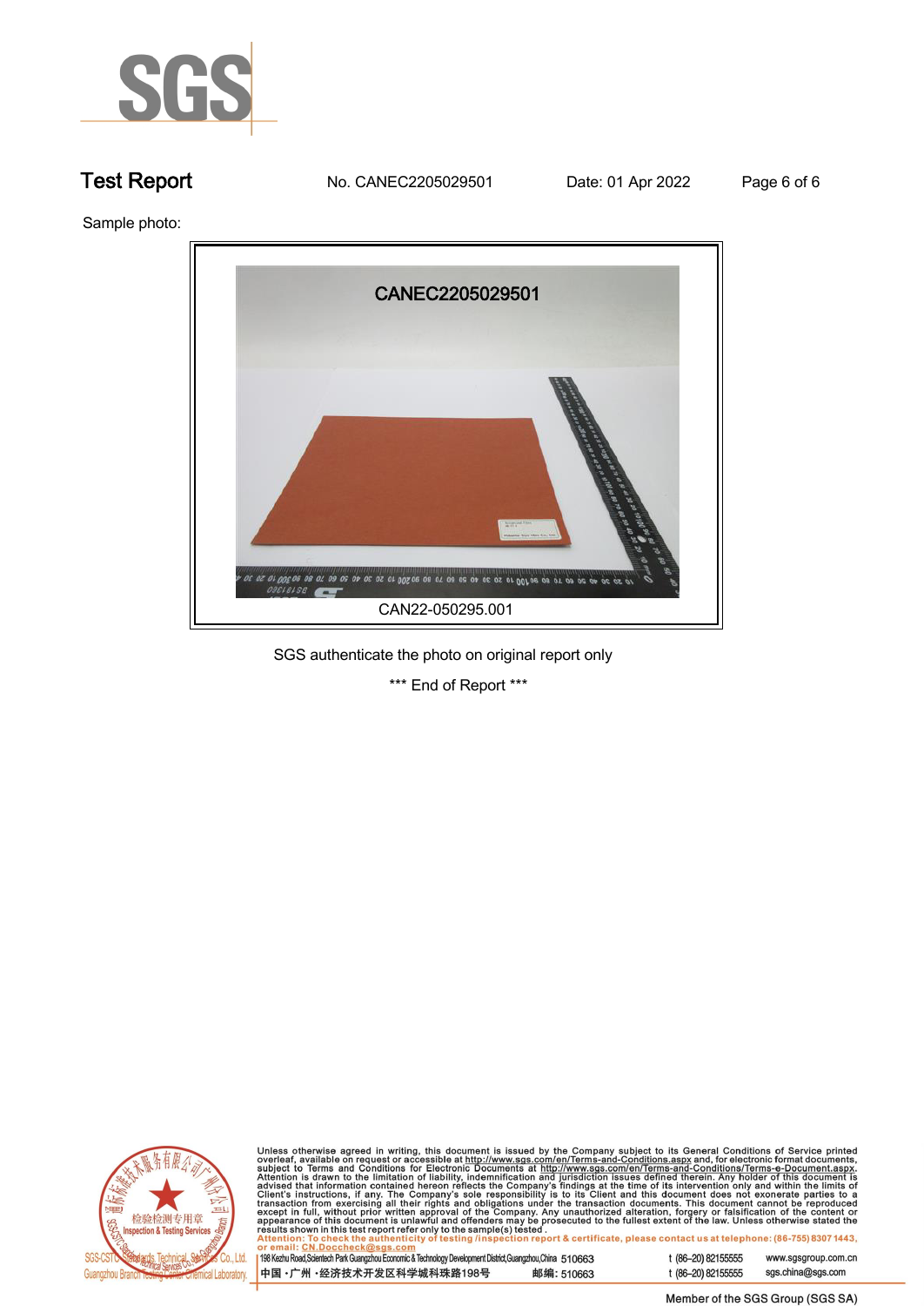# Test Report

No. CANEC2205029501 Date: 01 Apr 2022

Sample photo:

CANEC2205029501

CAN22-050295.001

SGS authenticate the photo on original report only

\*\*\* End of Report \*\*\*

Unless otherwise agreed in writing, this document is issued by the Company subject to its General Conditions of Service printed overleaf, available on request or accessible at http://www.sgs.com/en/Terms-and-Conditions.aspx and, for electronic format documents, subject to Terms and Conditions for Electronic Documents at http://www.sgs.com/en/Terms-and-Conditions/Terms-e-Document.aspx. Attention is drawn to the limitation of liability, indemnification and jurisdiction issues defined therein. Any holder of this document is advised that information contained hereon reflects the Company's findings at the time of its intervention only and within the limits of Client's instructions, if any. The Company's sole responsibility is to its Client and this document does not exonerate parties to a transaction from exercising all their rights and obligations under the transaction documents. This document cannot be reproduced except in full, without prior written approval of the Company. Any unauthorized alteration, forgery or falsification of the content or appearance of this document is unlawful and offenders may be prosecuted to the fullest extent of the law. Unless otherwise stated the results shown in this test report refer only to the sample(s) tested.

Attention: To check the authenticity of testing /inspection report & certificate, please contact us at telephone: (86-755) 8307 1443, or email: CN.Doccheck@sgs.com

SGS-CSTC Standards Technical Services Co., Ltd. Guangzhou Branch Testing Center Chemical Laboratory.

198 Kezhu Road,Scientech Park Guangzhou Economic & Technology Development District,Guangzhou,China 510663 t (86–20) 82155555 www.sgsgroup.com.cn

中国 ·广州 ·经济技术开发区科学城科珠路198号 邮编: 510663 t (86–20) 82155555 sgs.china@sgs.com

Member of the SGS Group (SGS SA)